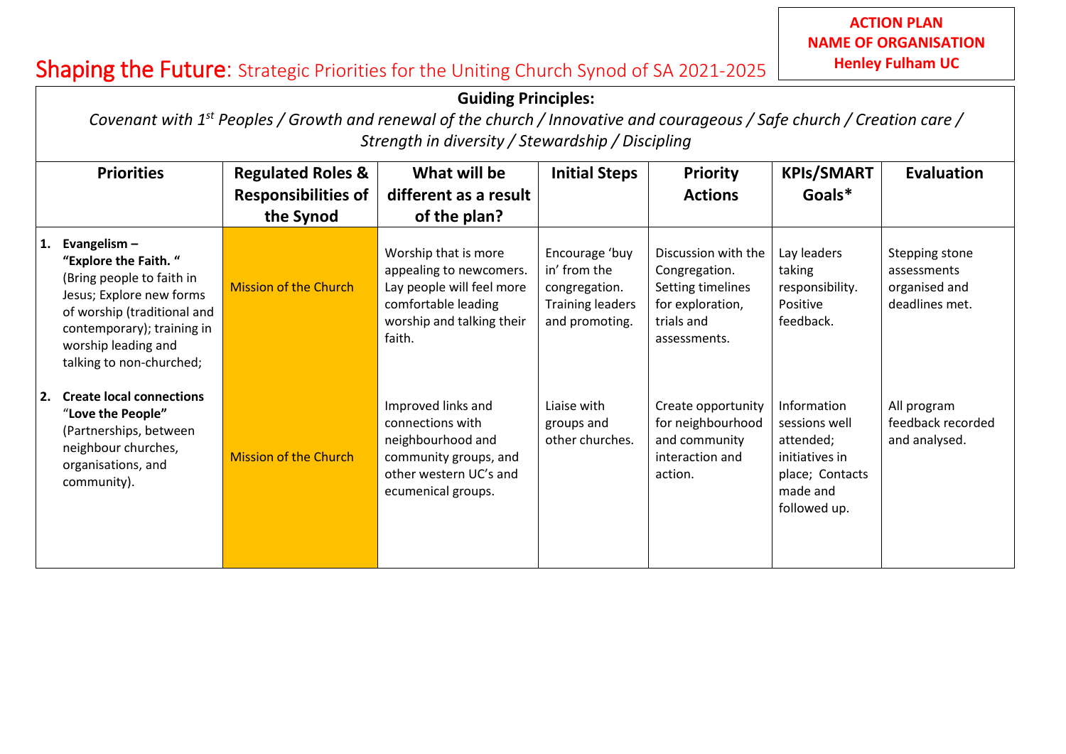**ACTION PLAN**
**NAME OF ORGANISATION**
**Henley Fulham UC**

# Shaping the Future: Strategic Priorities for the Uniting Church Synod of SA 2021-2025

**Guiding Principles:**

*Covenant with 1st Peoples / Growth and renewal of the church / Innovative and courageous / Safe church / Creation care / Strength in diversity / Stewardship / Discipling*

| Priorities | Regulated Roles & Responsibilities of the Synod | What will be different as a result of the plan? | Initial Steps | Priority Actions | KPIs/SMART Goals* | Evaluation |
|---|---|---|---|---|---|---|
| 1. **Evangelism – "Explore the Faith. "** (Bring people to faith in Jesus; Explore new forms of worship (traditional and contemporary); training in worship leading and talking to non-churched; | Mission of the Church | Worship that is more appealing to newcomers. Lay people will feel more comfortable leading worship and talking their faith. | Encourage 'buy in' from the congregation. Training leaders and promoting. | Discussion with the Congregation. Setting timelines for exploration, trials and assessments. | Lay leaders taking responsibility. Positive feedback. | Stepping stone assessments organised and deadlines met. |
| 2. **Create local connections** "**Love the People"** (Partnerships, between neighbour churches, organisations, and community). | Mission of the Church | Improved links and connections with neighbourhood and community groups, and other western UC's and ecumenical groups. | Liaise with groups and other churches. | Create opportunity for neighbourhood and community interaction and action. | Information sessions well attended; initiatives in place; Contacts made and followed up. | All program feedback recorded and analysed. |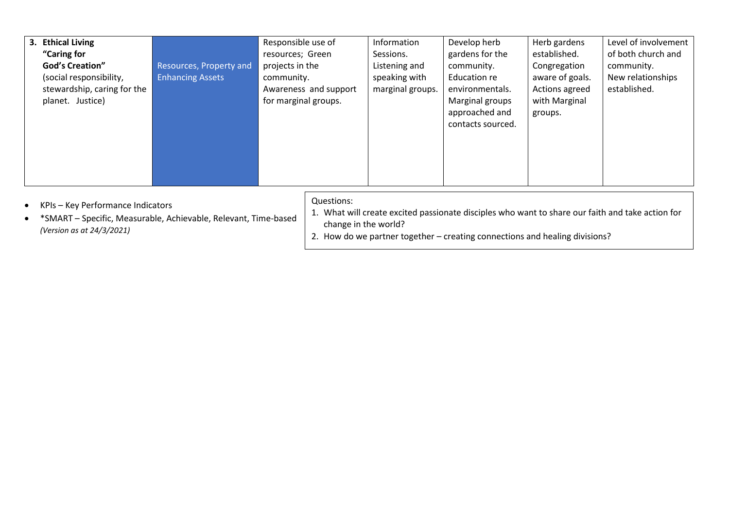| | | | | | | |
|---|---|---|---|---|---|---|
| 3. **Ethical Living “Caring for God’s Creation”** (social responsibility, stewardship, caring for the planet. Justice) | Resources, Property and Enhancing Assets | Responsible use of resources; Green projects in the community. Awareness and support for marginal groups. | Information Sessions. Listening and speaking with marginal groups. | Develop herb gardens for the community. Education re environmentals. Marginal groups approached and contacts sourced. | Herb gardens established. Congregation aware of goals. Actions agreed with Marginal groups. | Level of involvement of both church and community. New relationships established. |

- KPIs – Key Performance Indicators
- *SMART – Specific, Measurable, Achievable, Relevant, Time-based

*(Version as at 24/3/2021)*

Questions:

1. What will create excited passionate disciples who want to share our faith and take action for change in the world?
2. How do we partner together – creating connections and healing divisions?